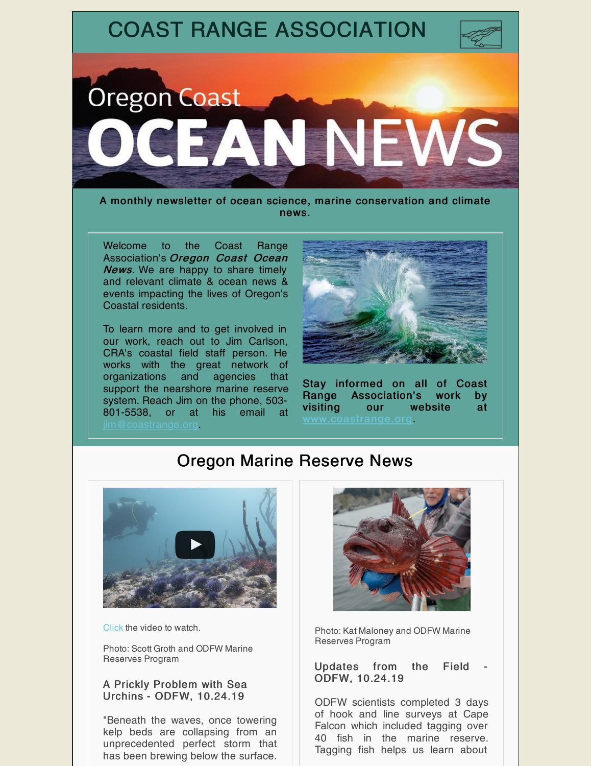# COAST RANGE ASSOCIATION

Oregon Coast

# OCEAN NEWS

**A monthly newsletter of ocean science, marine conservation and climate news.**

Welcome to the Coast Range Association's ***Oregon Coast Ocean News***. We are happy to share timely and relevant climate & ocean news & events impacting the lives of Oregon's Coastal residents.

To learn more and to get involved in our work, reach out to Jim Carlson, CRA's coastal field staff person. He works with the great network of organizations and agencies that support the nearshore marine reserve system. Reach Jim on the phone, 503-801-5538, or at his email at jim@coastrange.org.

**Stay informed on all of Coast Range Association's work by visiting our website at** www.coastrange.org.

## Oregon Marine Reserve News

Click the video to watch.

Photo: Scott Groth and ODFW Marine Reserves Program

### A Prickly Problem with Sea Urchins - ODFW, 10.24.19

"Beneath the waves, once towering kelp beds are collapsing from an unprecedented perfect storm that has been brewing below the surface.

Photo: Kat Maloney and ODFW Marine Reserves Program

### Updates from the Field - ODFW, 10.24.19

ODFW scientists completed 3 days of hook and line surveys at Cape Falcon which included tagging over 40 fish in the marine reserve. Tagging fish helps us learn about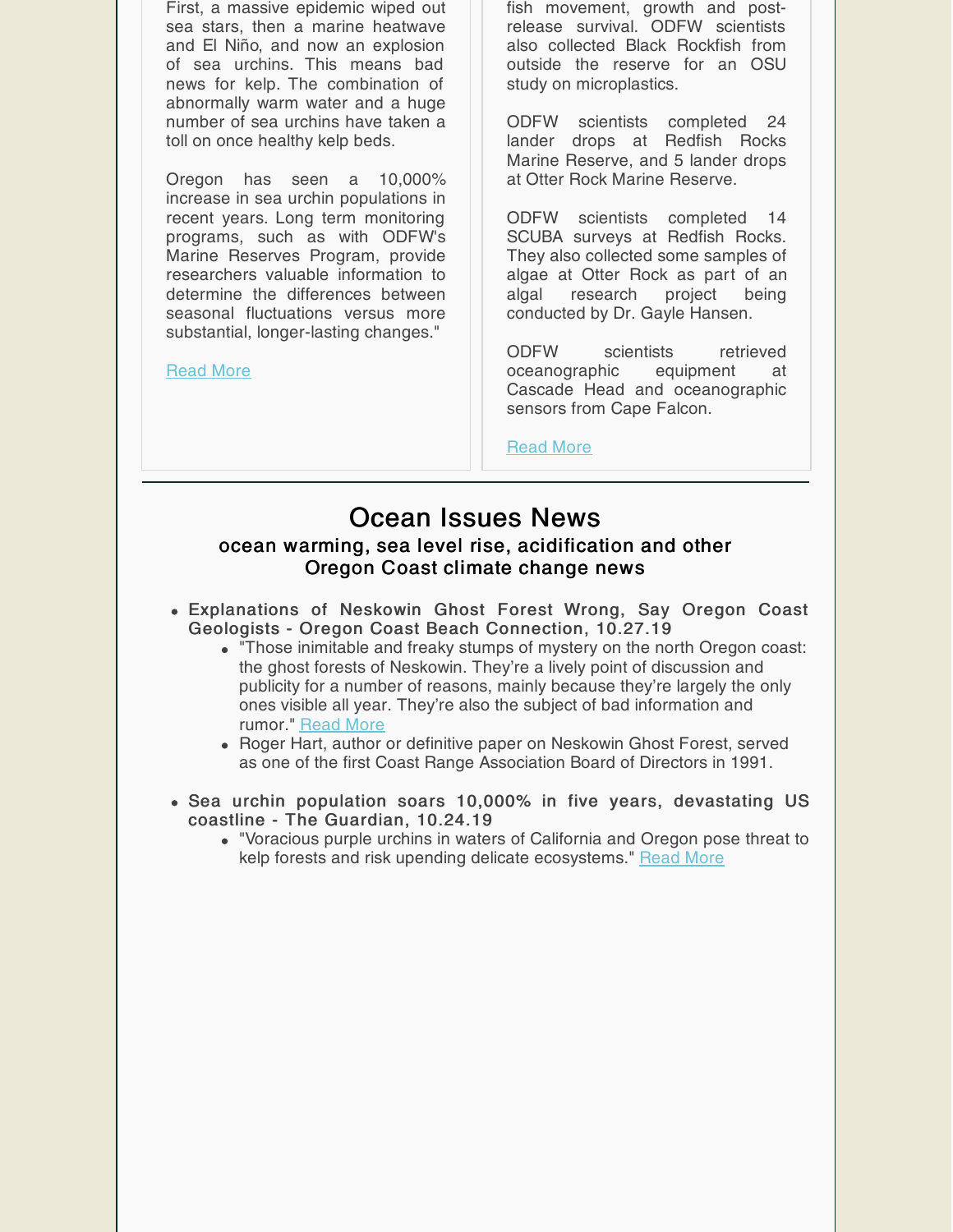First, a massive epidemic wiped out sea stars, then a marine heatwave and El Niño, and now an explosion of sea urchins. This means bad news for kelp. The combination of abnormally warm water and a huge number of sea urchins have taken a toll on once healthy kelp beds.

Oregon has seen a 10,000% increase in sea urchin populations in recent years. Long term monitoring programs, such as with ODFW's Marine Reserves Program, provide researchers valuable information to determine the differences between seasonal fluctuations versus more substantial, longer-lasting changes."

Read More

fish movement, growth and post-release survival. ODFW scientists also collected Black Rockfish from outside the reserve for an OSU study on microplastics.

ODFW scientists completed 24 lander drops at Redfish Rocks Marine Reserve, and 5 lander drops at Otter Rock Marine Reserve.

ODFW scientists completed 14 SCUBA surveys at Redfish Rocks. They also collected some samples of algae at Otter Rock as part of an algal research project being conducted by Dr. Gayle Hansen.

ODFW scientists retrieved oceanographic equipment at Cascade Head and oceanographic sensors from Cape Falcon.

Read More

---

# Ocean Issues News

### ocean warming, sea level rise, acidification and other Oregon Coast climate change news

- **Explanations of Neskowin Ghost Forest Wrong, Say Oregon Coast Geologists - Oregon Coast Beach Connection, 10.27.19**
  - "Those inimitable and freaky stumps of mystery on the north Oregon coast: the ghost forests of Neskowin. They're a lively point of discussion and publicity for a number of reasons, mainly because they're largely the only ones visible all year. They're also the subject of bad information and rumor." Read More
  - Roger Hart, author or definitive paper on Neskowin Ghost Forest, served as one of the first Coast Range Association Board of Directors in 1991.
- **Sea urchin population soars 10,000% in five years, devastating US coastline - The Guardian, 10.24.19**
  - "Voracious purple urchins in waters of California and Oregon pose threat to kelp forests and risk upending delicate ecosystems." Read More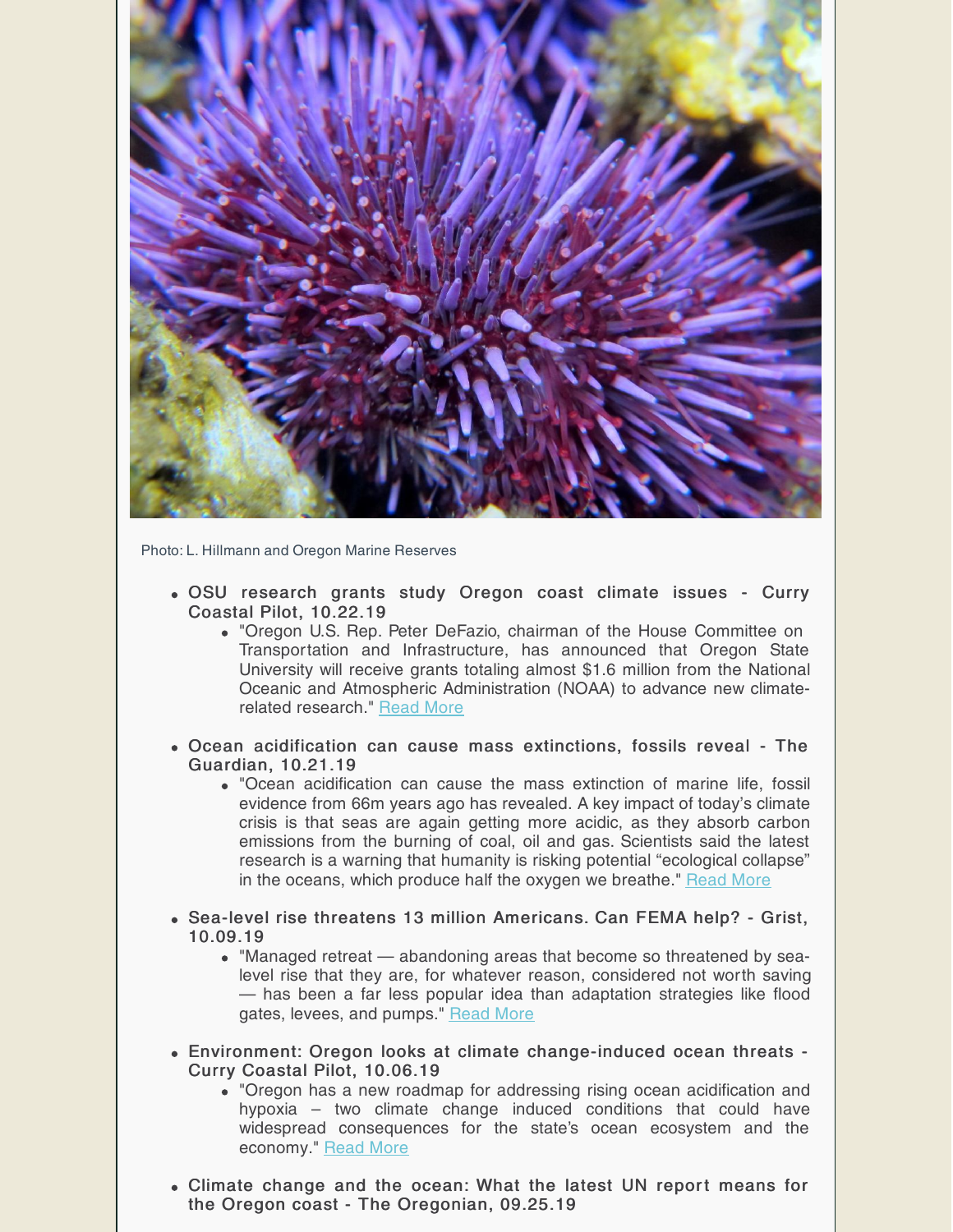Photo: L. Hillmann and Oregon Marine Reserves

- **OSU research grants study Oregon coast climate issues - Curry Coastal Pilot, 10.22.19**
    - "Oregon U.S. Rep. Peter DeFazio, chairman of the House Committee on Transportation and Infrastructure, has announced that Oregon State University will receive grants totaling almost $1.6 million from the National Oceanic and Atmospheric Administration (NOAA) to advance new climate-related research." Read More

- **Ocean acidification can cause mass extinctions, fossils reveal - The Guardian, 10.21.19**
    - "Ocean acidification can cause the mass extinction of marine life, fossil evidence from 66m years ago has revealed. A key impact of today's climate crisis is that seas are again getting more acidic, as they absorb carbon emissions from the burning of coal, oil and gas. Scientists said the latest research is a warning that humanity is risking potential "ecological collapse" in the oceans, which produce half the oxygen we breathe." Read More

- **Sea-level rise threatens 13 million Americans. Can FEMA help? - Grist, 10.09.19**
    - "Managed retreat — abandoning areas that become so threatened by sea-level rise that they are, for whatever reason, considered not worth saving — has been a far less popular idea than adaptation strategies like flood gates, levees, and pumps." Read More

- **Environment: Oregon looks at climate change-induced ocean threats - Curry Coastal Pilot, 10.06.19**
    - "Oregon has a new roadmap for addressing rising ocean acidification and hypoxia – two climate change induced conditions that could have widespread consequences for the state's ocean ecosystem and the economy." Read More

- **Climate change and the ocean: What the latest UN report means for the Oregon coast - The Oregonian, 09.25.19**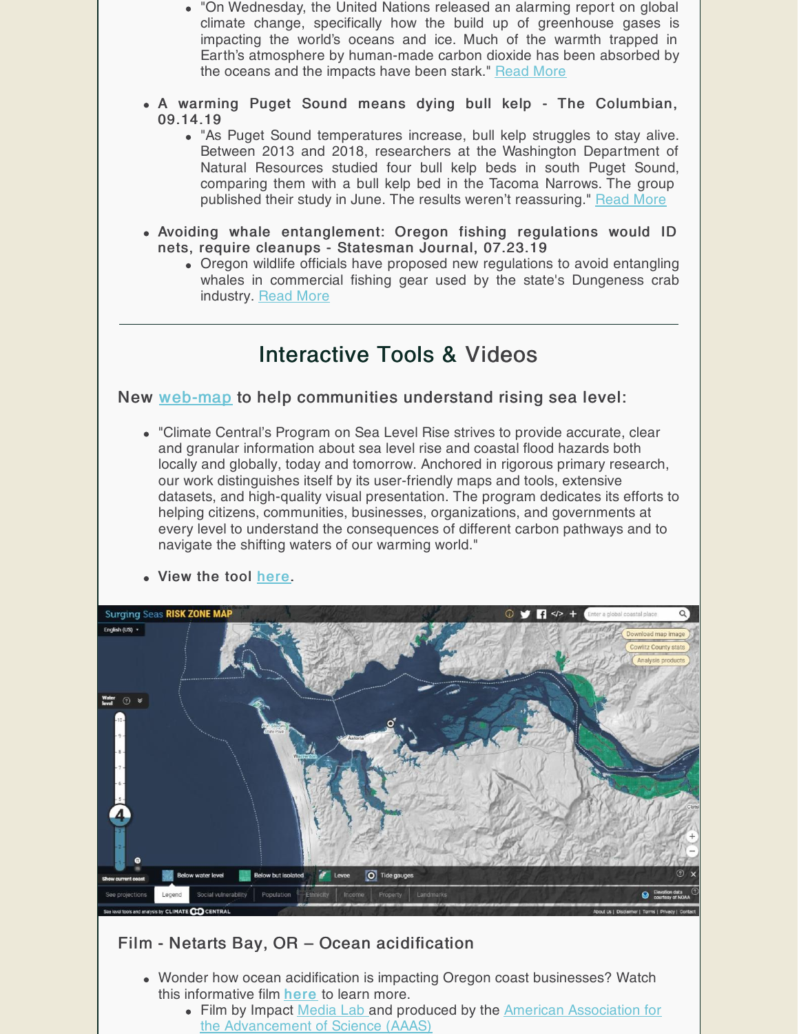- "On Wednesday, the United Nations released an alarming report on global climate change, specifically how the build up of greenhouse gases is impacting the world's oceans and ice. Much of the warmth trapped in Earth's atmosphere by human-made carbon dioxide has been absorbed by the oceans and the impacts have been stark." Read More

- **A warming Puget Sound means dying bull kelp - The Columbian, 09.14.19**
  - "As Puget Sound temperatures increase, bull kelp struggles to stay alive. Between 2013 and 2018, researchers at the Washington Department of Natural Resources studied four bull kelp beds in south Puget Sound, comparing them with a bull kelp bed in the Tacoma Narrows. The group published their study in June. The results weren't reassuring." Read More

- **Avoiding whale entanglement: Oregon fishing regulations would ID nets, require cleanups - Statesman Journal, 07.23.19**
  - Oregon wildlife officials have proposed new regulations to avoid entangling whales in commercial fishing gear used by the state's Dungeness crab industry. Read More

---

## Interactive Tools & Videos

### New web-map to help communities understand rising sea level:

- "Climate Central's Program on Sea Level Rise strives to provide accurate, clear and granular information about sea level rise and coastal flood hazards both locally and globally, today and tomorrow. Anchored in rigorous primary research, our work distinguishes itself by its user-friendly maps and tools, extensive datasets, and high-quality visual presentation. The program dedicates its efforts to helping citizens, communities, businesses, organizations, and governments at every level to understand the consequences of different carbon pathways and to navigate the shifting waters of our warming world."

- **View the tool here.**

### Film - Netarts Bay, OR – Ocean acidification

- Wonder how ocean acidification is impacting Oregon coast businesses? Watch this informative film **here** to learn more.
  - Film by Impact Media Lab and produced by the American Association for the Advancement of Science (AAAS)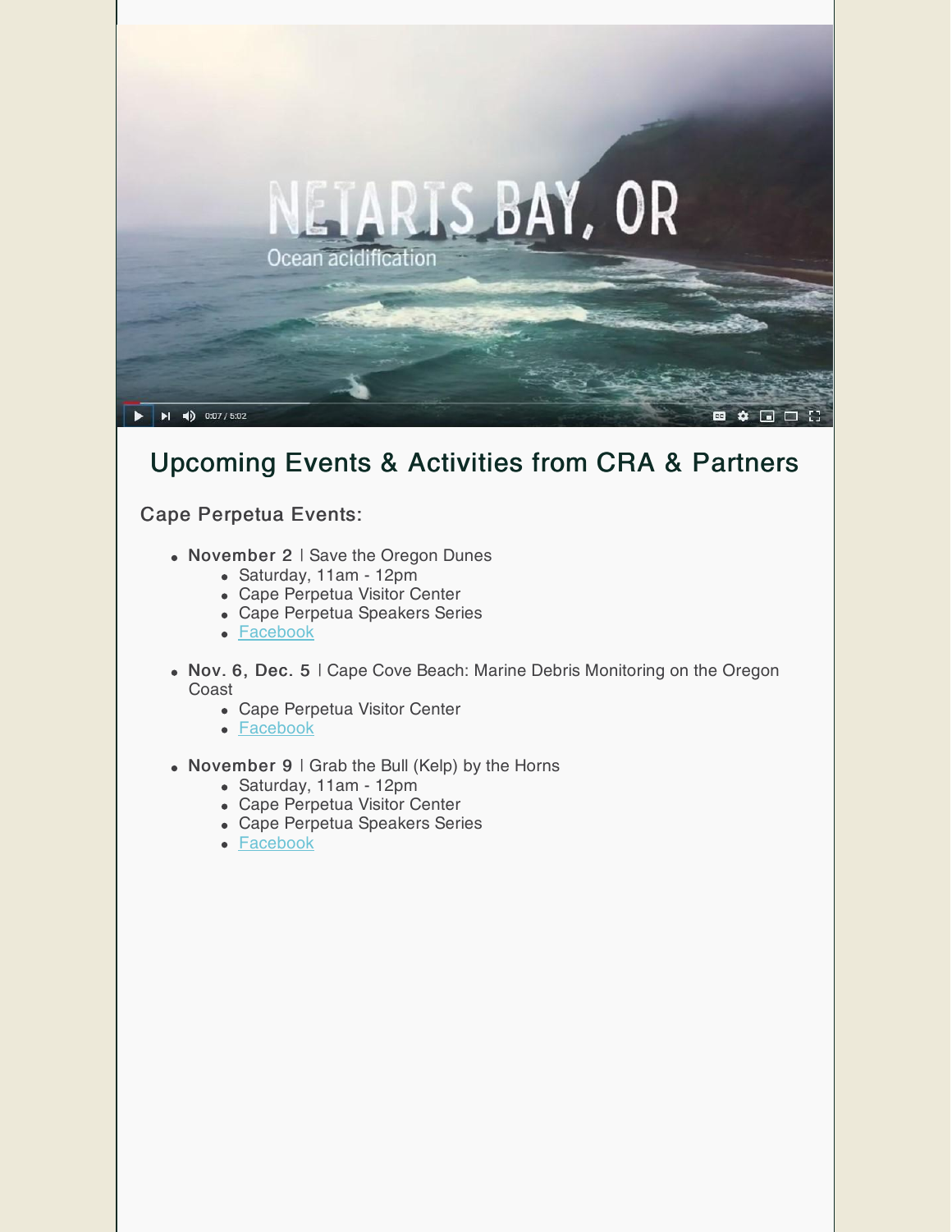## Upcoming Events & Activities from CRA & Partners

### Cape Perpetua Events:

- **November 2** | Save the Oregon Dunes
  - Saturday, 11am - 12pm
  - Cape Perpetua Visitor Center
  - Cape Perpetua Speakers Series
  - Facebook

- **Nov. 6, Dec. 5** | Cape Cove Beach: Marine Debris Monitoring on the Oregon Coast
  - Cape Perpetua Visitor Center
  - Facebook

- **November 9** | Grab the Bull (Kelp) by the Horns
  - Saturday, 11am - 12pm
  - Cape Perpetua Visitor Center
  - Cape Perpetua Speakers Series
  - Facebook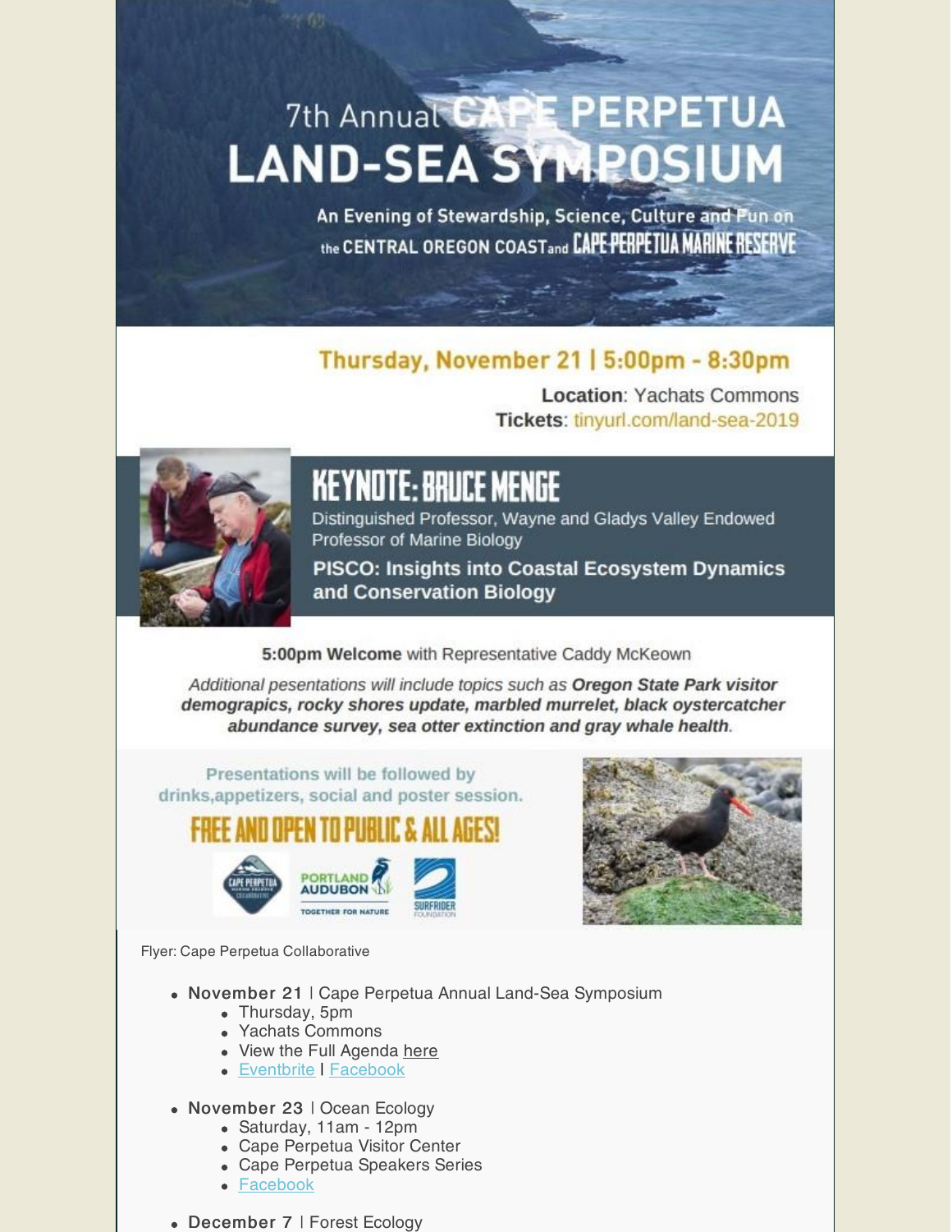# 7th Annual CAPE PERPETUA LAND-SEA SYMPOSIUM

An Evening of Stewardship, Science, Culture and Fun on the CENTRAL OREGON COAST and CAPE PERPETUA MARINE RESERVE

**Thursday, November 21 | 5:00pm - 8:30pm**

**Location**: Yachats Commons
**Tickets**: tinyurl.com/land-sea-2019

## KEYNOTE: BRUCE MENGE

Distinguished Professor, Wayne and Gladys Valley Endowed Professor of Marine Biology

**PISCO: Insights into Coastal Ecosystem Dynamics and Conservation Biology**

**5:00pm Welcome** with Representative Caddy McKeown

*Additional pesentations will include topics such as **Oregon State Park visitor demograpics, rocky shores update, marbled murrelet, black oystercatcher abundance survey, sea otter extinction and gray whale health**.*

Presentations will be followed by drinks,appetizers, social and poster session.

**FREE AND OPEN TO PUBLIC & ALL AGES!**

CAPE PERPETUA MARINE RESERVE COLLABORATIVE | PORTLAND AUDUBON TOGETHER FOR NATURE | SURFRIDER FOUNDATION

Flyer: Cape Perpetua Collaborative

- **November 21** | Cape Perpetua Annual Land-Sea Symposium
  - Thursday, 5pm
  - Yachats Commons
  - View the Full Agenda here
  - Eventbrite | Facebook
- **November 23** | Ocean Ecology
  - Saturday, 11am - 12pm
  - Cape Perpetua Visitor Center
  - Cape Perpetua Speakers Series
  - Facebook
- **December 7** | Forest Ecology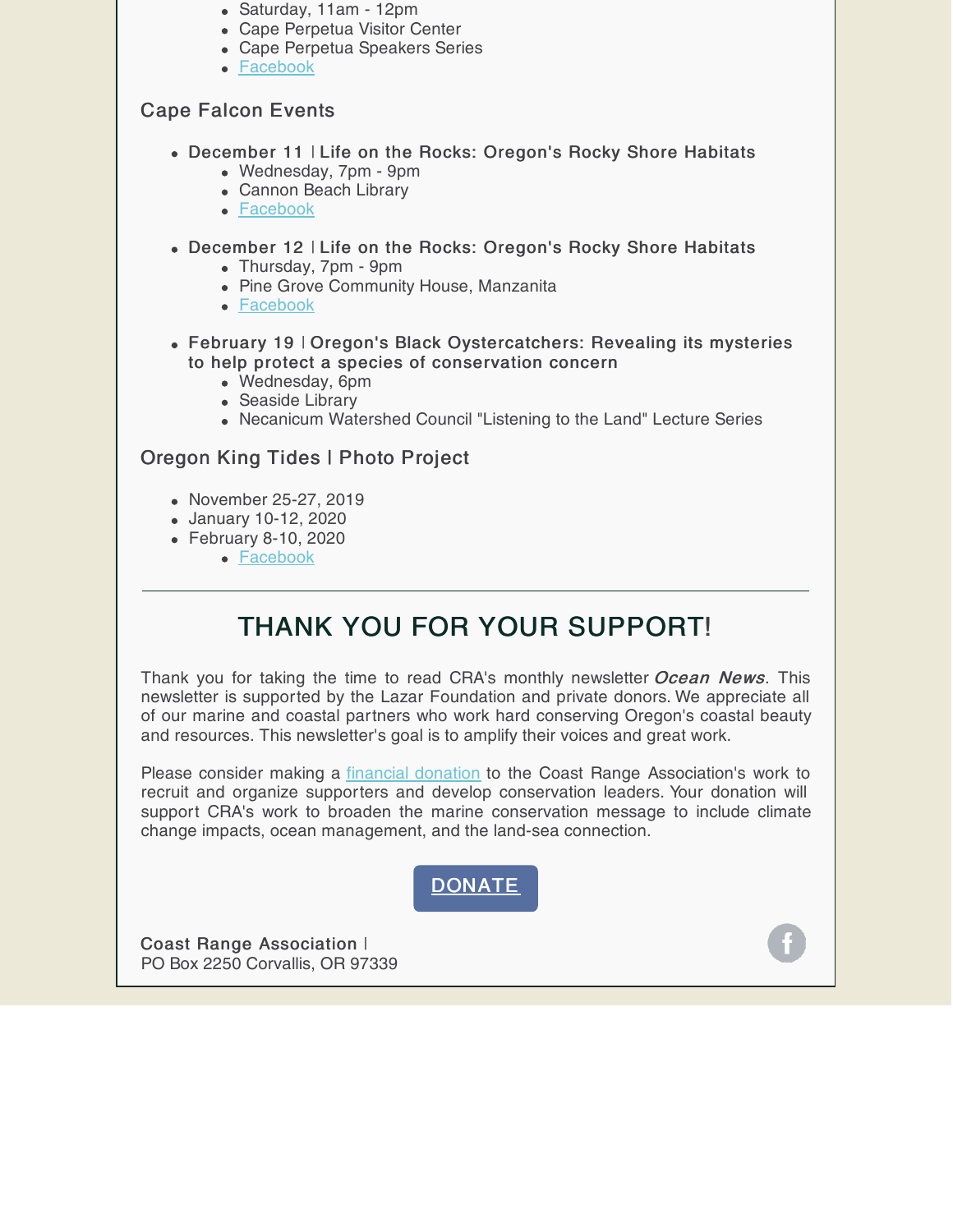- Saturday, 11am - 12pm
  - Cape Perpetua Visitor Center
  - Cape Perpetua Speakers Series
  - Facebook

### Cape Falcon Events

- **December 11 | Life on the Rocks: Oregon's Rocky Shore Habitats**
  - Wednesday, 7pm - 9pm
  - Cannon Beach Library
  - Facebook
- **December 12 | Life on the Rocks: Oregon's Rocky Shore Habitats**
  - Thursday, 7pm - 9pm
  - Pine Grove Community House, Manzanita
  - Facebook
- **February 19 | Oregon's Black Oystercatchers: Revealing its mysteries to help protect a species of conservation concern**
  - Wednesday, 6pm
  - Seaside Library
  - Necanicum Watershed Council "Listening to the Land" Lecture Series

### Oregon King Tides | Photo Project

- November 25-27, 2019
- January 10-12, 2020
- February 8-10, 2020
  - Facebook

---

## THANK YOU FOR YOUR SUPPORT!

Thank you for taking the time to read CRA's monthly newsletter ***Ocean News***. This newsletter is supported by the Lazar Foundation and private donors. We appreciate all of our marine and coastal partners who work hard conserving Oregon's coastal beauty and resources. This newsletter's goal is to amplify their voices and great work.

Please consider making a financial donation to the Coast Range Association's work to recruit and organize supporters and develop conservation leaders. Your donation will support CRA's work to broaden the marine conservation message to include climate change impacts, ocean management, and the land-sea connection.

DONATE

**Coast Range Association** |
PO Box 2250 Corvallis, OR 97339